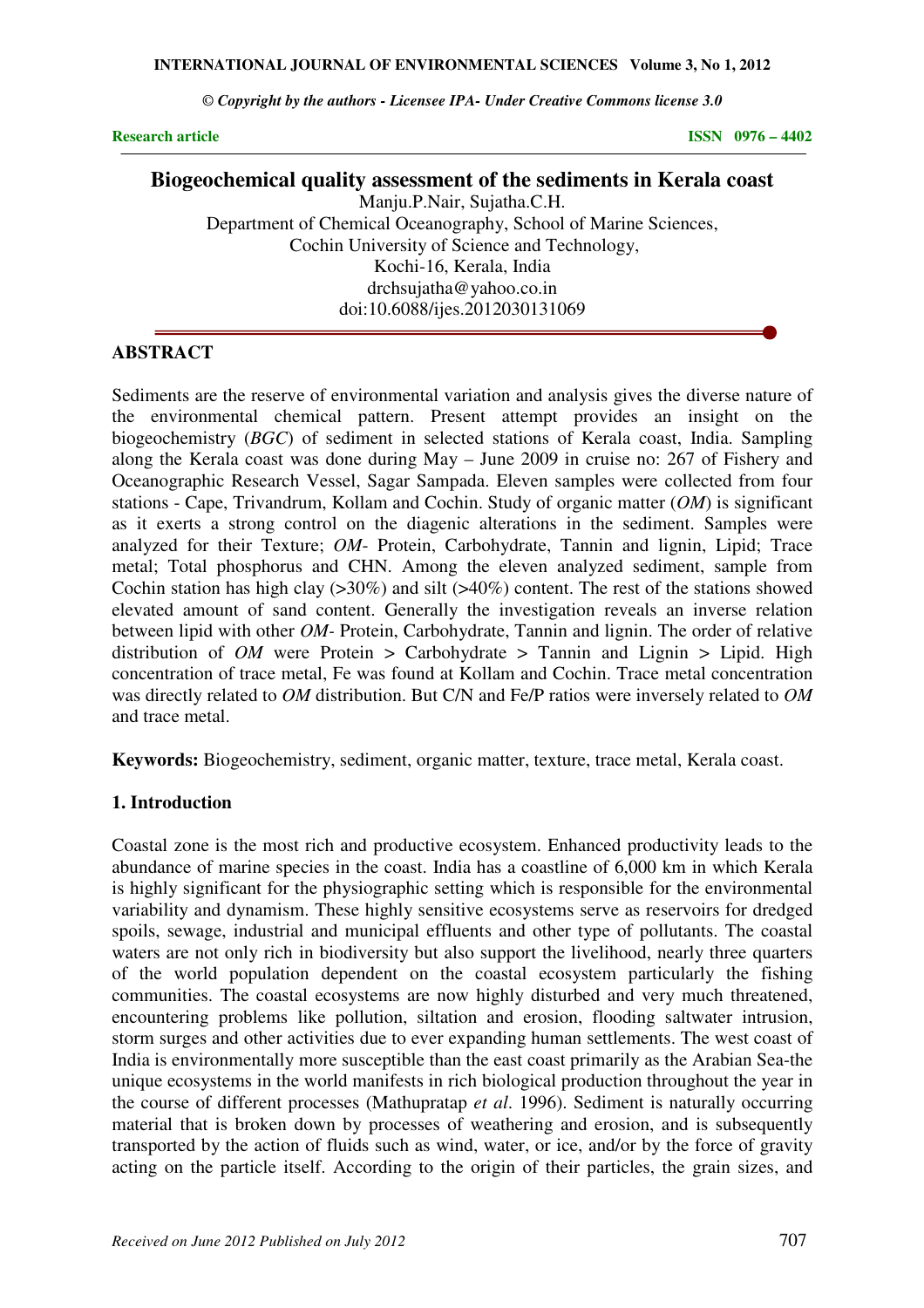**Research article**

**ISSN 0976 – 4402**

# Biogeochemical quality assessment of the sediments in Kerala coast

Manju.P.Nair, Sujatha.C.H.
Department of Chemical Oceanography, School of Marine Sciences,
Cochin University of Science and Technology,
Kochi-16, Kerala, India
drchsujatha@yahoo.co.in
doi:10.6088/ijes.2012030131069

## ABSTRACT

Sediments are the reserve of environmental variation and analysis gives the diverse nature of the environmental chemical pattern. Present attempt provides an insight on the biogeochemistry (*BGC*) of sediment in selected stations of Kerala coast, India. Sampling along the Kerala coast was done during May – June 2009 in cruise no: 267 of Fishery and Oceanographic Research Vessel, Sagar Sampada. Eleven samples were collected from four stations - Cape, Trivandrum, Kollam and Cochin. Study of organic matter (*OM*) is significant as it exerts a strong control on the diagenic alterations in the sediment. Samples were analyzed for their Texture; *OM*- Protein, Carbohydrate, Tannin and lignin, Lipid; Trace metal; Total phosphorus and CHN. Among the eleven analyzed sediment, sample from Cochin station has high clay (>30%) and silt (>40%) content. The rest of the stations showed elevated amount of sand content. Generally the investigation reveals an inverse relation between lipid with other *OM*- Protein, Carbohydrate, Tannin and lignin. The order of relative distribution of *OM* were Protein > Carbohydrate > Tannin and Lignin > Lipid. High concentration of trace metal, Fe was found at Kollam and Cochin. Trace metal concentration was directly related to *OM* distribution. But C/N and Fe/P ratios were inversely related to *OM* and trace metal.

**Keywords:** Biogeochemistry, sediment, organic matter, texture, trace metal, Kerala coast.

## 1. Introduction

Coastal zone is the most rich and productive ecosystem. Enhanced productivity leads to the abundance of marine species in the coast. India has a coastline of 6,000 km in which Kerala is highly significant for the physiographic setting which is responsible for the environmental variability and dynamism. These highly sensitive ecosystems serve as reservoirs for dredged spoils, sewage, industrial and municipal effluents and other type of pollutants. The coastal waters are not only rich in biodiversity but also support the livelihood, nearly three quarters of the world population dependent on the coastal ecosystem particularly the fishing communities. The coastal ecosystems are now highly disturbed and very much threatened, encountering problems like pollution, siltation and erosion, flooding saltwater intrusion, storm surges and other activities due to ever expanding human settlements. The west coast of India is environmentally more susceptible than the east coast primarily as the Arabian Sea-the unique ecosystems in the world manifests in rich biological production throughout the year in the course of different processes (Mathupratap *et al*. 1996). Sediment is naturally occurring material that is broken down by processes of weathering and erosion, and is subsequently transported by the action of fluids such as wind, water, or ice, and/or by the force of gravity acting on the particle itself. According to the origin of their particles, the grain sizes, and

*Received on June 2012 Published on July 2012*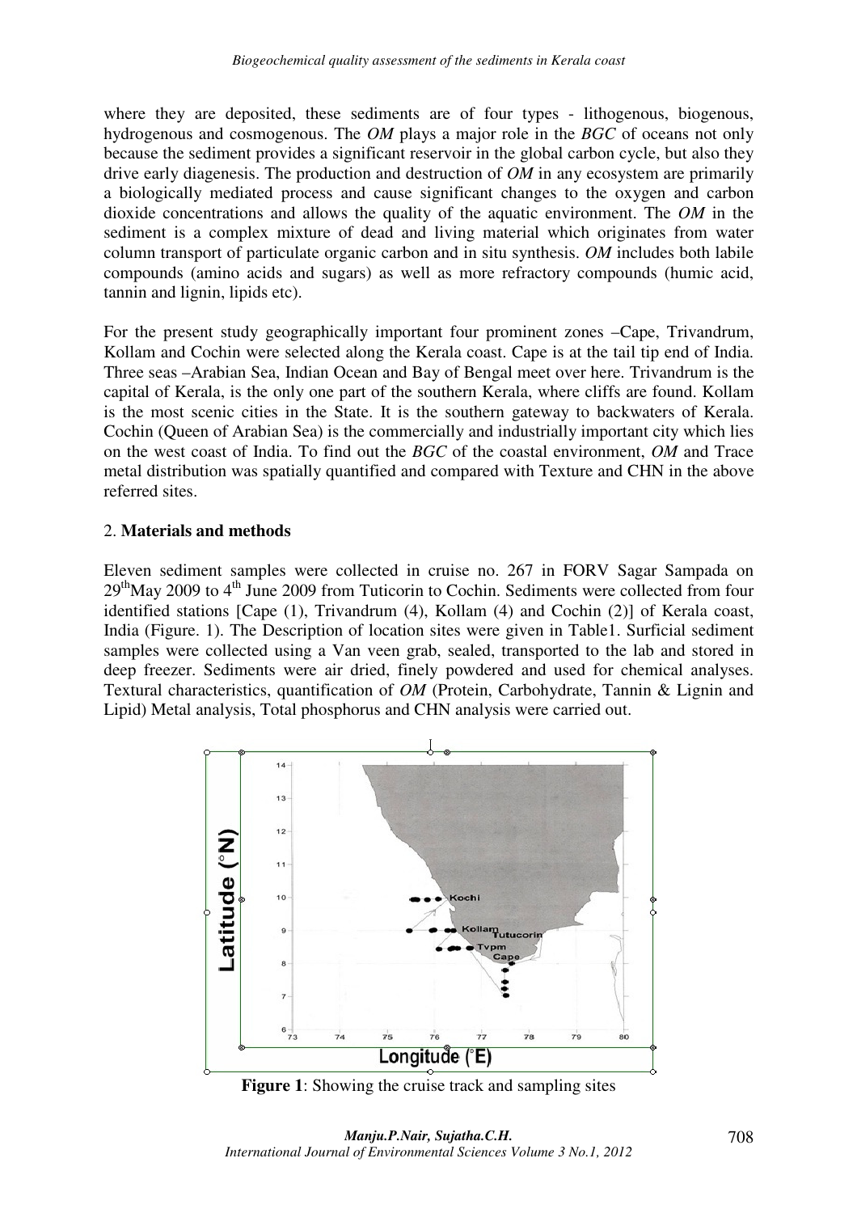where they are deposited, these sediments are of four types - lithogenous, biogenous, hydrogenous and cosmogenous. The *OM* plays a major role in the *BGC* of oceans not only because the sediment provides a significant reservoir in the global carbon cycle, but also they drive early diagenesis. The production and destruction of *OM* in any ecosystem are primarily a biologically mediated process and cause significant changes to the oxygen and carbon dioxide concentrations and allows the quality of the aquatic environment. The *OM* in the sediment is a complex mixture of dead and living material which originates from water column transport of particulate organic carbon and in situ synthesis. *OM* includes both labile compounds (amino acids and sugars) as well as more refractory compounds (humic acid, tannin and lignin, lipids etc).

For the present study geographically important four prominent zones –Cape, Trivandrum, Kollam and Cochin were selected along the Kerala coast. Cape is at the tail tip end of India. Three seas –Arabian Sea, Indian Ocean and Bay of Bengal meet over here. Trivandrum is the capital of Kerala, is the only one part of the southern Kerala, where cliffs are found. Kollam is the most scenic cities in the State. It is the southern gateway to backwaters of Kerala. Cochin (Queen of Arabian Sea) is the commercially and industrially important city which lies on the west coast of India. To find out the *BGC* of the coastal environment, *OM* and Trace metal distribution was spatially quantified and compared with Texture and CHN in the above referred sites.

## 2. **Materials and methods**

Eleven sediment samples were collected in cruise no. 267 in FORV Sagar Sampada on 29[th]May 2009 to 4[th] June 2009 from Tuticorin to Cochin. Sediments were collected from four identified stations [Cape (1), Trivandrum (4), Kollam (4) and Cochin (2)] of Kerala coast, India (Figure. 1). The Description of location sites were given in Table1. Surficial sediment samples were collected using a Van veen grab, sealed, transported to the lab and stored in deep freezer. Sediments were air dried, finely powdered and used for chemical analyses. Textural characteristics, quantification of *OM* (Protein, Carbohydrate, Tannin & Lignin and Lipid) Metal analysis, Total phosphorus and CHN analysis were carried out.

**Figure 1**: Showing the cruise track and sampling sites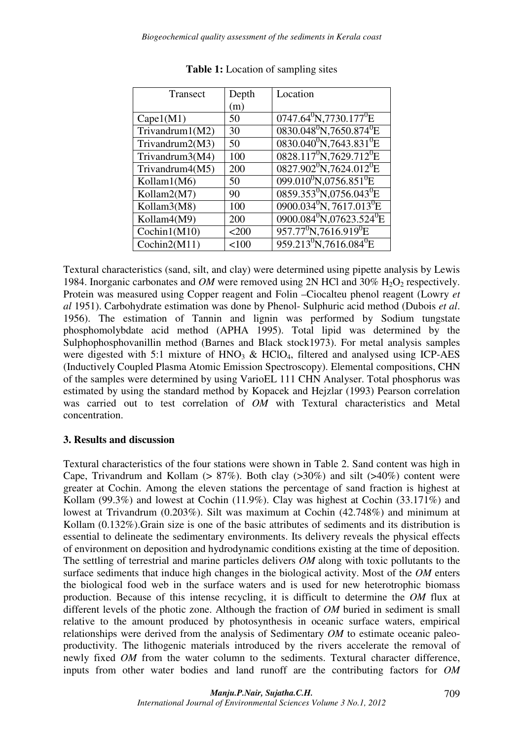**Table 1:** Location of sampling sites

| Transect | Depth (m) | Location |
|---|---|---|
| Cape1(M1) | 50 | $0747.64^0$N,$7730.177^0$E |
| Trivandrum1(M2) | 30 | $0830.048^0$N,$7650.874^0$E |
| Trivandrum2(M3) | 50 | $0830.040^0$N,$7643.831^0$E |
| Trivandrum3(M4) | 100 | $0828.117^0$N,$7629.712^0$E |
| Trivandrum4(M5) | 200 | $0827.902^0$N,$7624.012^0$E |
| Kollam1(M6) | 50 | $099.010^0$N,$0756.851^0$E |
| Kollam2(M7) | 90 | $0859.353^0$N,$0756.043^0$E |
| Kollam3(M8) | 100 | $0900.034^0$N, $7617.013^0$E |
| Kollam4(M9) | 200 | $0900.084^0$N,$07623.524^0$E |
| Cochin1(M10) | <200 | $957.77^0$N,$7616.919^0$E |
| Cochin2(M11) | <100 | $959.213^0$N,$7616.084^0$E |

Textural characteristics (sand, silt, and clay) were determined using pipette analysis by Lewis 1984. Inorganic carbonates and *OM* were removed using 2N HCl and 30% $H_2O_2$ respectively. Protein was measured using Copper reagent and Folin –Ciocalteu phenol reagent (Lowry *et al* 1951). Carbohydrate estimation was done by Phenol- Sulphuric acid method (Dubois *et al*. 1956). The estimation of Tannin and lignin was performed by Sodium tungstate phosphomolybdate acid method (APHA 1995). Total lipid was determined by the Sulphophosphovanillin method (Barnes and Black stock1973). For metal analysis samples were digested with 5:1 mixture of $HNO_3$ & $HClO_4$, filtered and analysed using ICP-AES (Inductively Coupled Plasma Atomic Emission Spectroscopy). Elemental compositions, CHN of the samples were determined by using VarioEL 111 CHN Analyser. Total phosphorus was estimated by using the standard method by Kopacek and Hejzlar (1993) Pearson correlation was carried out to test correlation of *OM* with Textural characteristics and Metal concentration.

### 3. Results and discussion

Textural characteristics of the four stations were shown in Table 2. Sand content was high in Cape, Trivandrum and Kollam (> 87%). Both clay (>30%) and silt (>40%) content were greater at Cochin. Among the eleven stations the percentage of sand fraction is highest at Kollam (99.3%) and lowest at Cochin (11.9%). Clay was highest at Cochin (33.171%) and lowest at Trivandrum (0.203%). Silt was maximum at Cochin (42.748%) and minimum at Kollam (0.132%).Grain size is one of the basic attributes of sediments and its distribution is essential to delineate the sedimentary environments. Its delivery reveals the physical effects of environment on deposition and hydrodynamic conditions existing at the time of deposition. The settling of terrestrial and marine particles delivers *OM* along with toxic pollutants to the surface sediments that induce high changes in the biological activity. Most of the *OM* enters the biological food web in the surface waters and is used for new heterotrophic biomass production. Because of this intense recycling, it is difficult to determine the *OM* flux at different levels of the photic zone. Although the fraction of *OM* buried in sediment is small relative to the amount produced by photosynthesis in oceanic surface waters, empirical relationships were derived from the analysis of Sedimentary *OM* to estimate oceanic paleo-productivity. The lithogenic materials introduced by the rivers accelerate the removal of newly fixed *OM* from the water column to the sediments. Textural character difference, inputs from other water bodies and land runoff are the contributing factors for *OM*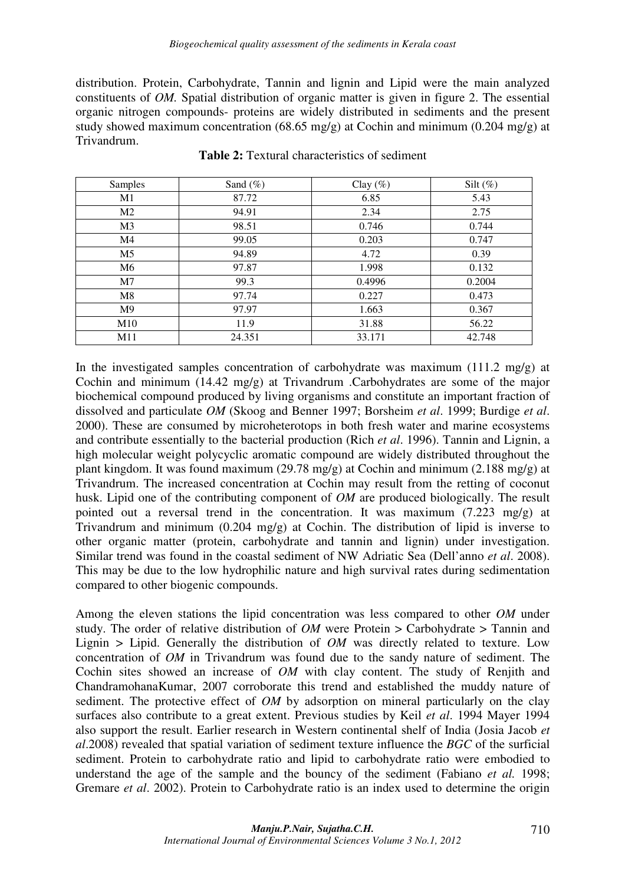distribution. Protein, Carbohydrate, Tannin and lignin and Lipid were the main analyzed constituents of *OM.* Spatial distribution of organic matter is given in figure 2. The essential organic nitrogen compounds- proteins are widely distributed in sediments and the present study showed maximum concentration (68.65 mg/g) at Cochin and minimum (0.204 mg/g) at Trivandrum.

**Table 2:** Textural characteristics of sediment

| Samples | Sand (%) | Clay (%) | Silt (%) |
|---|---|---|---|
| M1 | 87.72 | 6.85 | 5.43 |
| M2 | 94.91 | 2.34 | 2.75 |
| M3 | 98.51 | 0.746 | 0.744 |
| M4 | 99.05 | 0.203 | 0.747 |
| M5 | 94.89 | 4.72 | 0.39 |
| M6 | 97.87 | 1.998 | 0.132 |
| M7 | 99.3 | 0.4996 | 0.2004 |
| M8 | 97.74 | 0.227 | 0.473 |
| M9 | 97.97 | 1.663 | 0.367 |
| M10 | 11.9 | 31.88 | 56.22 |
| M11 | 24.351 | 33.171 | 42.748 |

In the investigated samples concentration of carbohydrate was maximum (111.2 mg/g) at Cochin and minimum (14.42 mg/g) at Trivandrum .Carbohydrates are some of the major biochemical compound produced by living organisms and constitute an important fraction of dissolved and particulate *OM* (Skoog and Benner 1997; Borsheim *et al*. 1999; Burdige *et al*. 2000). These are consumed by microheterotops in both fresh water and marine ecosystems and contribute essentially to the bacterial production (Rich *et al*. 1996). Tannin and Lignin, a high molecular weight polycyclic aromatic compound are widely distributed throughout the plant kingdom. It was found maximum (29.78 mg/g) at Cochin and minimum (2.188 mg/g) at Trivandrum. The increased concentration at Cochin may result from the retting of coconut husk. Lipid one of the contributing component of *OM* are produced biologically. The result pointed out a reversal trend in the concentration. It was maximum (7.223 mg/g) at Trivandrum and minimum (0.204 mg/g) at Cochin. The distribution of lipid is inverse to other organic matter (protein, carbohydrate and tannin and lignin) under investigation. Similar trend was found in the coastal sediment of NW Adriatic Sea (Dell'anno *et al*. 2008). This may be due to the low hydrophilic nature and high survival rates during sedimentation compared to other biogenic compounds.

Among the eleven stations the lipid concentration was less compared to other *OM* under study. The order of relative distribution of *OM* were Protein > Carbohydrate > Tannin and Lignin > Lipid. Generally the distribution of *OM* was directly related to texture. Low concentration of *OM* in Trivandrum was found due to the sandy nature of sediment. The Cochin sites showed an increase of *OM* with clay content. The study of Renjith and ChandramohanaKumar, 2007 corroborate this trend and established the muddy nature of sediment. The protective effect of *OM* by adsorption on mineral particularly on the clay surfaces also contribute to a great extent. Previous studies by Keil *et al*. 1994 Mayer 1994 also support the result. Earlier research in Western continental shelf of India (Josia Jacob *et al*.2008) revealed that spatial variation of sediment texture influence the *BGC* of the surficial sediment. Protein to carbohydrate ratio and lipid to carbohydrate ratio were embodied to understand the age of the sample and the bouncy of the sediment (Fabiano *et al.* 1998; Gremare *et al*. 2002). Protein to Carbohydrate ratio is an index used to determine the origin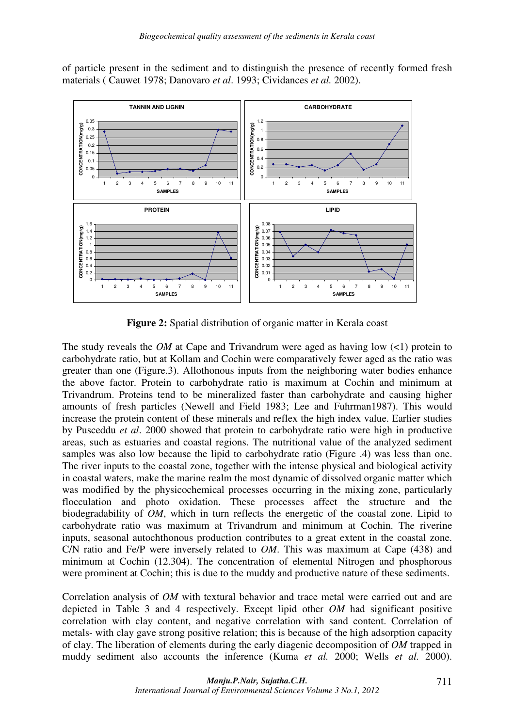of particle present in the sediment and to distinguish the presence of recently formed fresh materials ( Cauwet 1978; Danovaro *et al*. 1993; Cividances *et al.* 2002).

**Figure 2:** Spatial distribution of organic matter in Kerala coast

The study reveals the *OM* at Cape and Trivandrum were aged as having low (<1) protein to carbohydrate ratio, but at Kollam and Cochin were comparatively fewer aged as the ratio was greater than one (Figure.3). Allothonous inputs from the neighboring water bodies enhance the above factor. Protein to carbohydrate ratio is maximum at Cochin and minimum at Trivandrum. Proteins tend to be mineralized faster than carbohydrate and causing higher amounts of fresh particles (Newell and Field 1983; Lee and Fuhrman1987). This would increase the protein content of these minerals and reflex the high index value. Earlier studies by Pusceddu *et al*. 2000 showed that protein to carbohydrate ratio were high in productive areas, such as estuaries and coastal regions. The nutritional value of the analyzed sediment samples was also low because the lipid to carbohydrate ratio (Figure .4) was less than one. The river inputs to the coastal zone, together with the intense physical and biological activity in coastal waters, make the marine realm the most dynamic of dissolved organic matter which was modified by the physicochemical processes occurring in the mixing zone, particularly flocculation and photo oxidation. These processes affect the structure and the biodegradability of *OM*, which in turn reflects the energetic of the coastal zone. Lipid to carbohydrate ratio was maximum at Trivandrum and minimum at Cochin. The riverine inputs, seasonal autochthonous production contributes to a great extent in the coastal zone. C/N ratio and Fe/P were inversely related to *OM*. This was maximum at Cape (438) and minimum at Cochin (12.304). The concentration of elemental Nitrogen and phosphorous were prominent at Cochin; this is due to the muddy and productive nature of these sediments.

Correlation analysis of *OM* with textural behavior and trace metal were carried out and are depicted in Table 3 and 4 respectively. Except lipid other *OM* had significant positive correlation with clay content, and negative correlation with sand content. Correlation of metals- with clay gave strong positive relation; this is because of the high adsorption capacity of clay. The liberation of elements during the early diagenic decomposition of *OM* trapped in muddy sediment also accounts the inference (Kuma *et al.* 2000; Wells *et al.* 2000).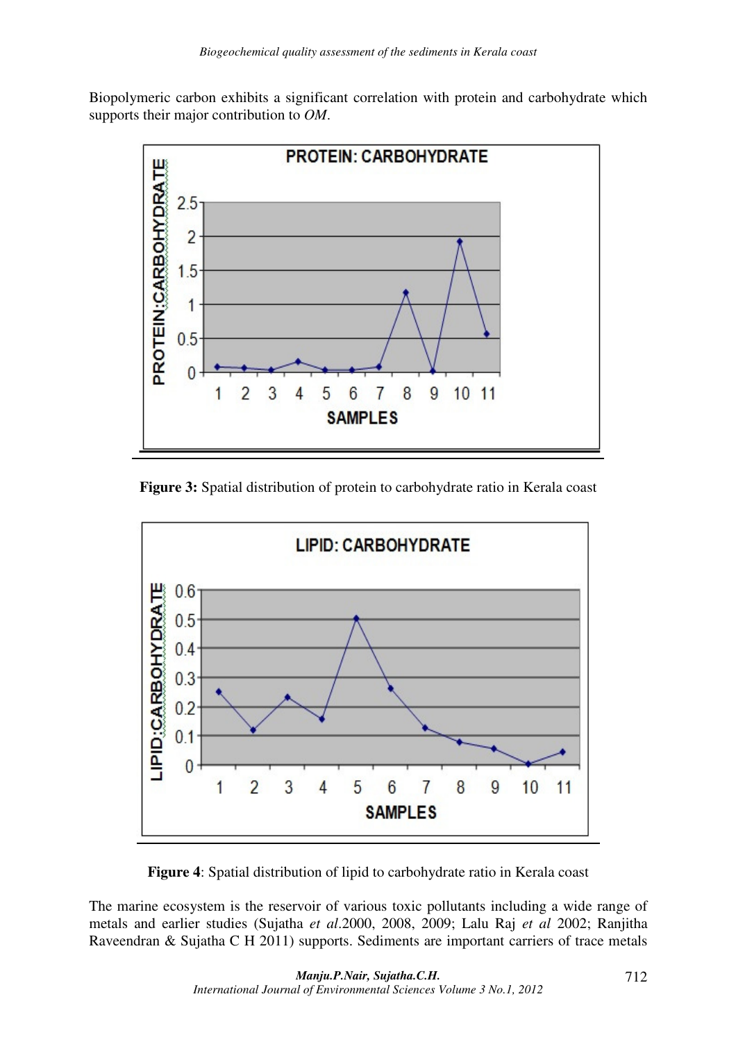Biopolymeric carbon exhibits a significant correlation with protein and carbohydrate which supports their major contribution to *OM*.

**Figure 3:** Spatial distribution of protein to carbohydrate ratio in Kerala coast

**Figure 4**: Spatial distribution of lipid to carbohydrate ratio in Kerala coast

The marine ecosystem is the reservoir of various toxic pollutants including a wide range of metals and earlier studies (Sujatha *et al*.2000, 2008, 2009; Lalu Raj *et al* 2002; Ranjitha Raveendran & Sujatha C H 2011) supports. Sediments are important carriers of trace metals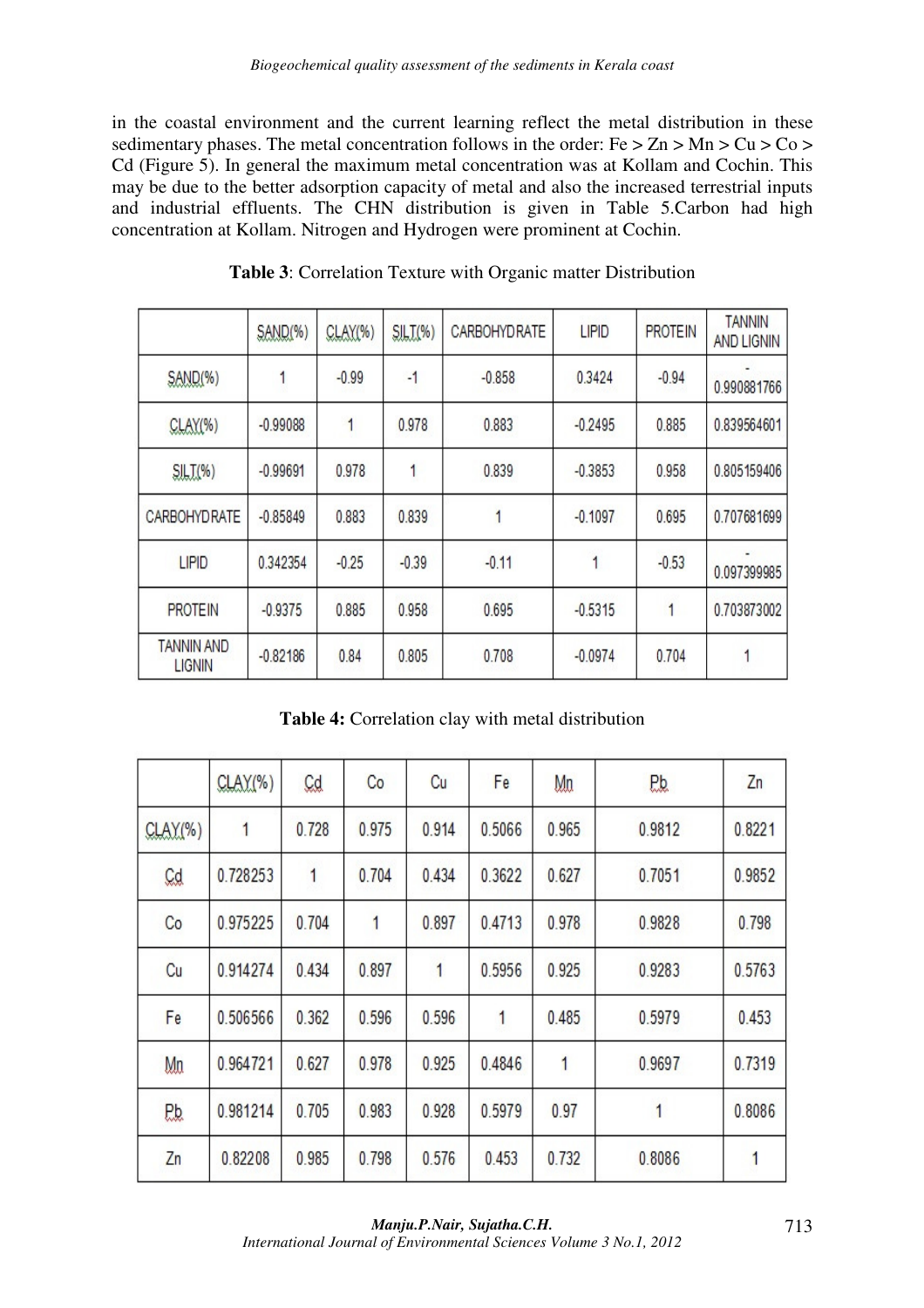in the coastal environment and the current learning reflect the metal distribution in these sedimentary phases. The metal concentration follows in the order: Fe > Zn > Mn > Cu > Co > Cd (Figure 5). In general the maximum metal concentration was at Kollam and Cochin. This may be due to the better adsorption capacity of metal and also the increased terrestrial inputs and industrial effluents. The CHN distribution is given in Table 5.Carbon had high concentration at Kollam. Nitrogen and Hydrogen were prominent at Cochin.

**Table 3**: Correlation Texture with Organic matter Distribution

| | SAND(%) | CLAY(%) | SILT(%) | CARBOHYDRATE | LIPID | PROTEIN | TANNIN AND LIGNIN |
|---|---|---|---|---|---|---|---|
| SAND(%) | 1 | -0.99 | -1 | -0.858 | 0.3424 | -0.94 | -0.990881766 |
| CLAY(%) | -0.99088 | 1 | 0.978 | 0.883 | -0.2495 | 0.885 | 0.839564601 |
| SILT(%) | -0.99691 | 0.978 | 1 | 0.839 | -0.3853 | 0.958 | 0.805159406 |
| CARBOHYDRATE | -0.85849 | 0.883 | 0.839 | 1 | -0.1097 | 0.695 | 0.707681699 |
| LIPID | 0.342354 | -0.25 | -0.39 | -0.11 | 1 | -0.53 | -0.097399985 |
| PROTEIN | -0.9375 | 0.885 | 0.958 | 0.695 | -0.5315 | 1 | 0.703873002 |
| TANNIN AND LIGNIN | -0.82186 | 0.84 | 0.805 | 0.708 | -0.0974 | 0.704 | 1 |

**Table 4:** Correlation clay with metal distribution

| | CLAY(%) | Cd | Co | Cu | Fe | Mn | Pb | Zn |
|---|---|---|---|---|---|---|---|---|
| CLAY(%) | 1 | 0.728 | 0.975 | 0.914 | 0.5066 | 0.965 | 0.9812 | 0.8221 |
| Cd | 0.728253 | 1 | 0.704 | 0.434 | 0.3622 | 0.627 | 0.7051 | 0.9852 |
| Co | 0.975225 | 0.704 | 1 | 0.897 | 0.4713 | 0.978 | 0.9828 | 0.798 |
| Cu | 0.914274 | 0.434 | 0.897 | 1 | 0.5956 | 0.925 | 0.9283 | 0.5763 |
| Fe | 0.506566 | 0.362 | 0.596 | 0.596 | 1 | 0.485 | 0.5979 | 0.453 |
| Mn | 0.964721 | 0.627 | 0.978 | 0.925 | 0.4846 | 1 | 0.9697 | 0.7319 |
| Pb | 0.981214 | 0.705 | 0.983 | 0.928 | 0.5979 | 0.97 | 1 | 0.8086 |
| Zn | 0.82208 | 0.985 | 0.798 | 0.576 | 0.453 | 0.732 | 0.8086 | 1 |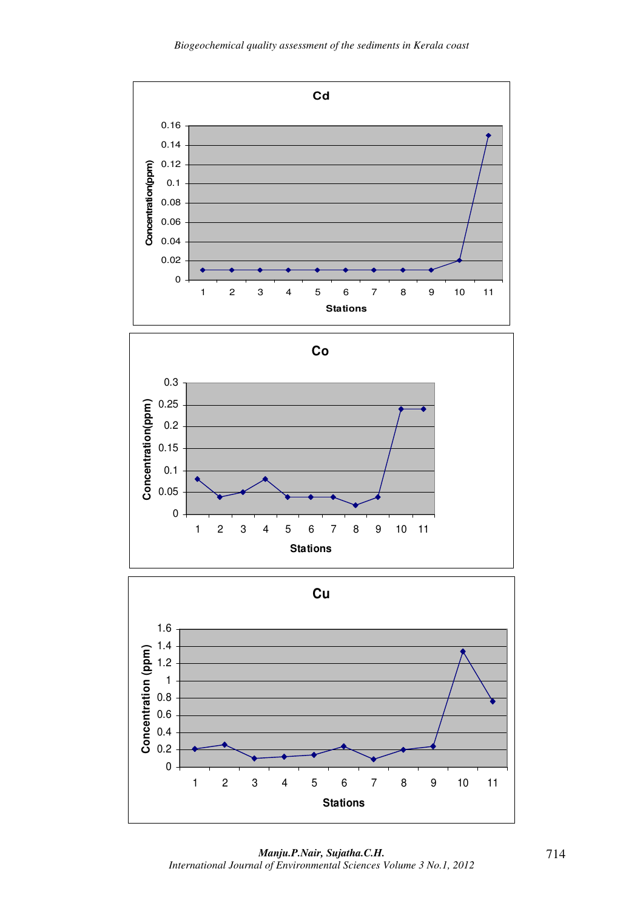**Cd**

Concentration(ppm)

0.16, 0.14, 0.12, 0.1, 0.08, 0.06, 0.04, 0.02, 0

1 2 3 4 5 6 7 8 9 10 11

Stations

**Co**

Concentration(ppm)

0.3, 0.25, 0.2, 0.15, 0.1, 0.05, 0

1 2 3 4 5 6 7 8 9 10 11

Stations

**Cu**

Concentration (ppm)

1.6, 1.4, 1.2, 1, 0.8, 0.6, 0.4, 0.2, 0

1 2 3 4 5 6 7 8 9 10 11

Stations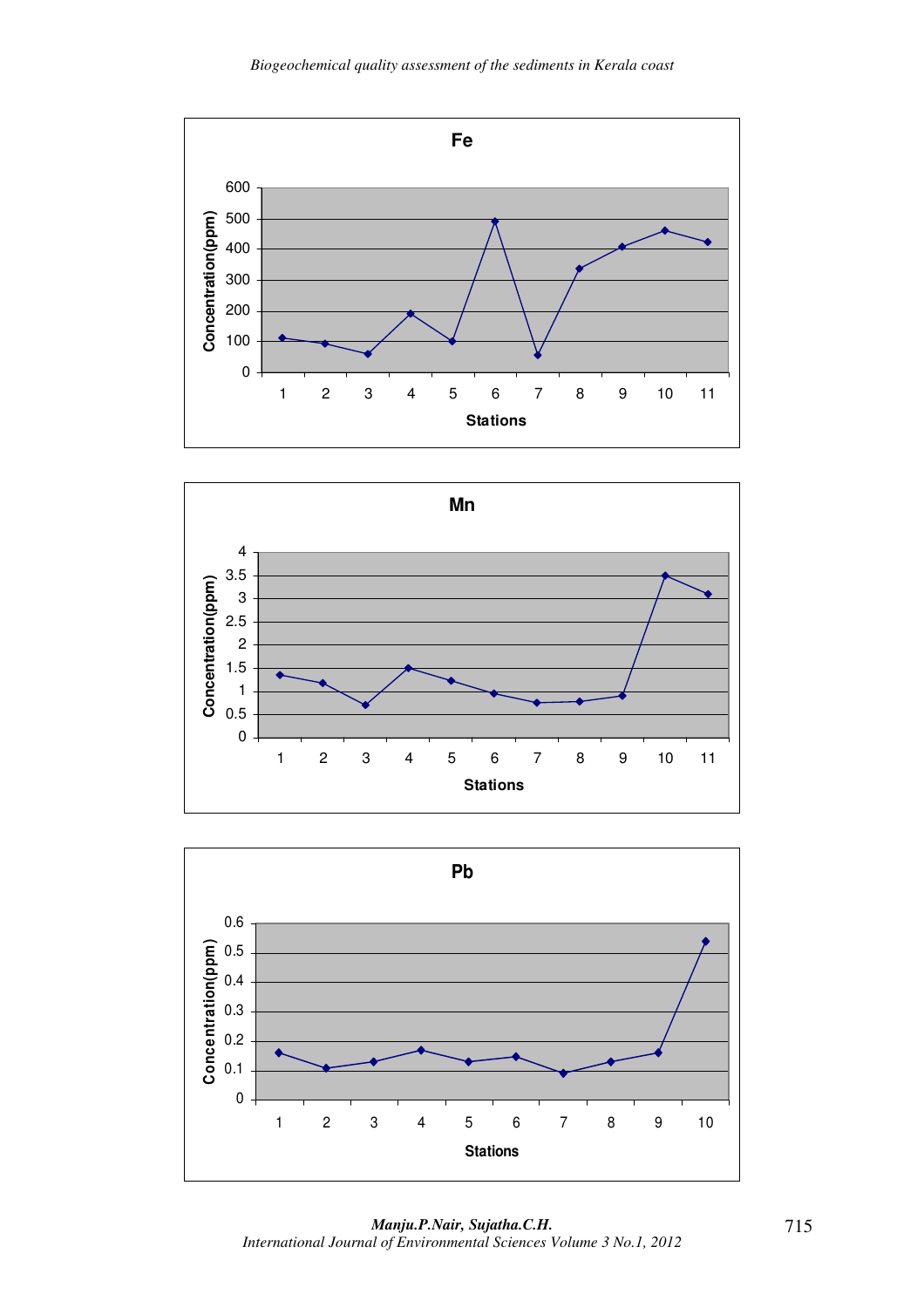**Fe**

Concentration(ppm) vs Stations

**Mn**

Concentration(ppm) vs Stations

**Pb**

Concentration(ppm) vs Stations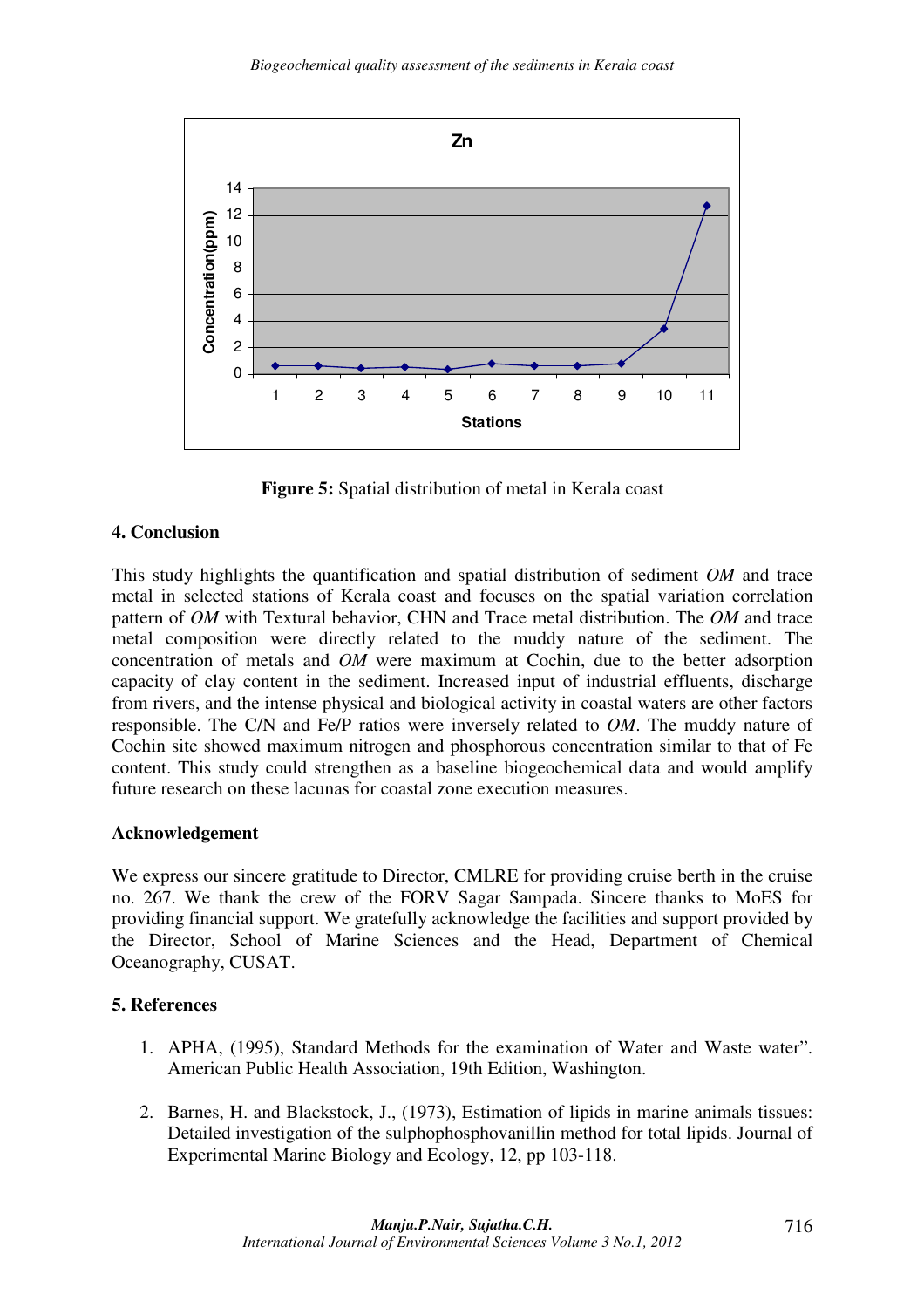**Figure 5:** Spatial distribution of metal in Kerala coast

## 4. Conclusion

This study highlights the quantification and spatial distribution of sediment *OM* and trace metal in selected stations of Kerala coast and focuses on the spatial variation correlation pattern of *OM* with Textural behavior, CHN and Trace metal distribution. The *OM* and trace metal composition were directly related to the muddy nature of the sediment. The concentration of metals and *OM* were maximum at Cochin, due to the better adsorption capacity of clay content in the sediment. Increased input of industrial effluents, discharge from rivers, and the intense physical and biological activity in coastal waters are other factors responsible. The C/N and Fe/P ratios were inversely related to *OM*. The muddy nature of Cochin site showed maximum nitrogen and phosphorous concentration similar to that of Fe content. This study could strengthen as a baseline biogeochemical data and would amplify future research on these lacunas for coastal zone execution measures.

### Acknowledgement

We express our sincere gratitude to Director, CMLRE for providing cruise berth in the cruise no. 267. We thank the crew of the FORV Sagar Sampada. Sincere thanks to MoES for providing financial support. We gratefully acknowledge the facilities and support provided by the Director, School of Marine Sciences and the Head, Department of Chemical Oceanography, CUSAT.

## 5. References

1. APHA, (1995), Standard Methods for the examination of Water and Waste water". American Public Health Association, 19th Edition, Washington.

2. Barnes, H. and Blackstock, J., (1973), Estimation of lipids in marine animals tissues: Detailed investigation of the sulphophosphovanillin method for total lipids. Journal of Experimental Marine Biology and Ecology, 12, pp 103-118.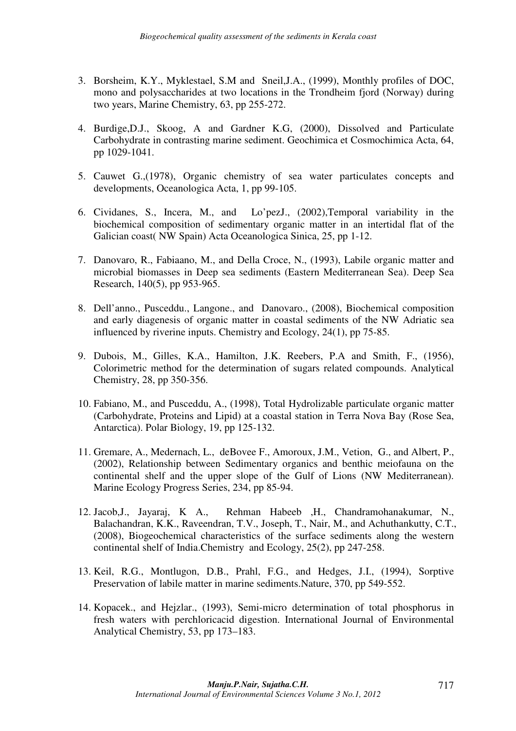3. Borsheim, K.Y., Myklestael, S.M and Sneil,J.A., (1999), Monthly profiles of DOC, mono and polysaccharides at two locations in the Trondheim fjord (Norway) during two years, Marine Chemistry, 63, pp 255-272.

4. Burdige,D.J., Skoog, A and Gardner K.G, (2000), Dissolved and Particulate Carbohydrate in contrasting marine sediment. Geochimica et Cosmochimica Acta, 64, pp 1029-1041.

5. Cauwet G.,(1978), Organic chemistry of sea water particulates concepts and developments, Oceanologica Acta, 1, pp 99-105.

6. Cividanes, S., Incera, M., and Lo'pezJ., (2002),Temporal variability in the biochemical composition of sedimentary organic matter in an intertidal flat of the Galician coast( NW Spain) Acta Oceanologica Sinica, 25, pp 1-12.

7. Danovaro, R., Fabiaano, M., and Della Croce, N., (1993), Labile organic matter and microbial biomasses in Deep sea sediments (Eastern Mediterranean Sea). Deep Sea Research, 140(5), pp 953-965.

8. Dell'anno., Pusceddu., Langone., and Danovaro., (2008), Biochemical composition and early diagenesis of organic matter in coastal sediments of the NW Adriatic sea influenced by riverine inputs. Chemistry and Ecology, 24(1), pp 75-85.

9. Dubois, M., Gilles, K.A., Hamilton, J.K. Reebers, P.A and Smith, F., (1956), Colorimetric method for the determination of sugars related compounds. Analytical Chemistry, 28, pp 350-356.

10. Fabiano, M., and Pusceddu, A., (1998), Total Hydrolizable particulate organic matter (Carbohydrate, Proteins and Lipid) at a coastal station in Terra Nova Bay (Rose Sea, Antarctica). Polar Biology, 19, pp 125-132.

11. Gremare, A., Medernach, L., deBovee F., Amoroux, J.M., Vetion, G., and Albert, P., (2002), Relationship between Sedimentary organics and benthic meiofauna on the continental shelf and the upper slope of the Gulf of Lions (NW Mediterranean). Marine Ecology Progress Series, 234, pp 85-94.

12. Jacob,J., Jayaraj, K A., Rehman Habeeb ,H., Chandramohanakumar, N., Balachandran, K.K., Raveendran, T.V., Joseph, T., Nair, M., and Achuthankutty, C.T., (2008), Biogeochemical characteristics of the surface sediments along the western continental shelf of India.Chemistry and Ecology, 25(2), pp 247-258.

13. Keil, R.G., Montlugon, D.B., Prahl, F.G., and Hedges, J.I., (1994), Sorptive Preservation of labile matter in marine sediments.Nature, 370, pp 549-552.

14. Kopacek., and Hejzlar., (1993), Semi-micro determination of total phosphorus in fresh waters with perchloricacid digestion. International Journal of Environmental Analytical Chemistry, 53, pp 173–183.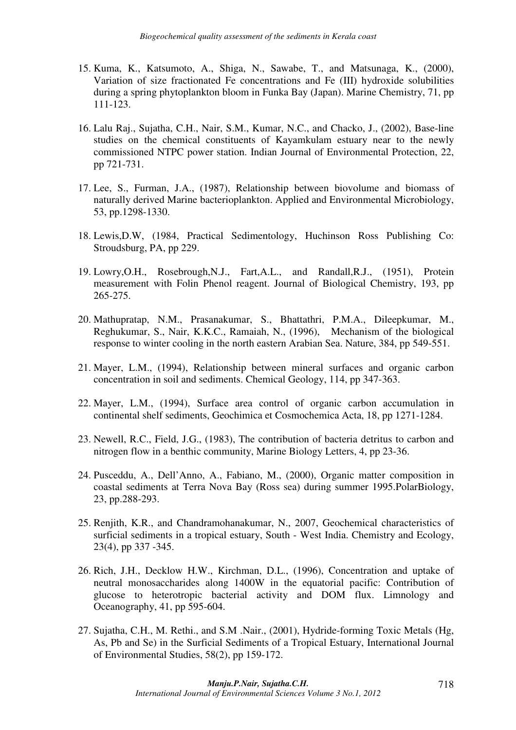15. Kuma, K., Katsumoto, A., Shiga, N., Sawabe, T., and Matsunaga, K., (2000), Variation of size fractionated Fe concentrations and Fe (III) hydroxide solubilities during a spring phytoplankton bloom in Funka Bay (Japan). Marine Chemistry, 71, pp 111-123.

16. Lalu Raj., Sujatha, C.H., Nair, S.M., Kumar, N.C., and Chacko, J., (2002), Base-line studies on the chemical constituents of Kayamkulam estuary near to the newly commissioned NTPC power station. Indian Journal of Environmental Protection, 22, pp 721-731.

17. Lee, S., Furman, J.A., (1987), Relationship between biovolume and biomass of naturally derived Marine bacterioplankton. Applied and Environmental Microbiology, 53, pp.1298-1330.

18. Lewis,D.W, (1984, Practical Sedimentology, Huchinson Ross Publishing Co: Stroudsburg, PA, pp 229.

19. Lowry,O.H., Rosebrough,N.J., Fart,A.L., and Randall,R.J., (1951), Protein measurement with Folin Phenol reagent. Journal of Biological Chemistry, 193, pp 265-275.

20. Mathupratap, N.M., Prasanakumar, S., Bhattathri, P.M.A., Dileepkumar, M., Reghukumar, S., Nair, K.K.C., Ramaiah, N., (1996), Mechanism of the biological response to winter cooling in the north eastern Arabian Sea. Nature, 384, pp 549-551.

21. Mayer, L.M., (1994), Relationship between mineral surfaces and organic carbon concentration in soil and sediments. Chemical Geology, 114, pp 347-363.

22. Mayer, L.M., (1994), Surface area control of organic carbon accumulation in continental shelf sediments, Geochimica et Cosmochemica Acta, 18, pp 1271-1284.

23. Newell, R.C., Field, J.G., (1983), The contribution of bacteria detritus to carbon and nitrogen flow in a benthic community, Marine Biology Letters, 4, pp 23-36.

24. Pusceddu, A., Dell'Anno, A., Fabiano, M., (2000), Organic matter composition in coastal sediments at Terra Nova Bay (Ross sea) during summer 1995.PolarBiology, 23, pp.288-293.

25. Renjith, K.R., and Chandramohanakumar, N., 2007, Geochemical characteristics of surficial sediments in a tropical estuary, South - West India. Chemistry and Ecology, 23(4), pp 337 -345.

26. Rich, J.H., Decklow H.W., Kirchman, D.L., (1996), Concentration and uptake of neutral monosaccharides along 1400W in the equatorial pacific: Contribution of glucose to heterotropic bacterial activity and DOM flux. Limnology and Oceanography, 41, pp 595-604.

27. Sujatha, C.H., M. Rethi., and S.M .Nair., (2001), Hydride-forming Toxic Metals (Hg, As, Pb and Se) in the Surficial Sediments of a Tropical Estuary, International Journal of Environmental Studies, 58(2), pp 159-172.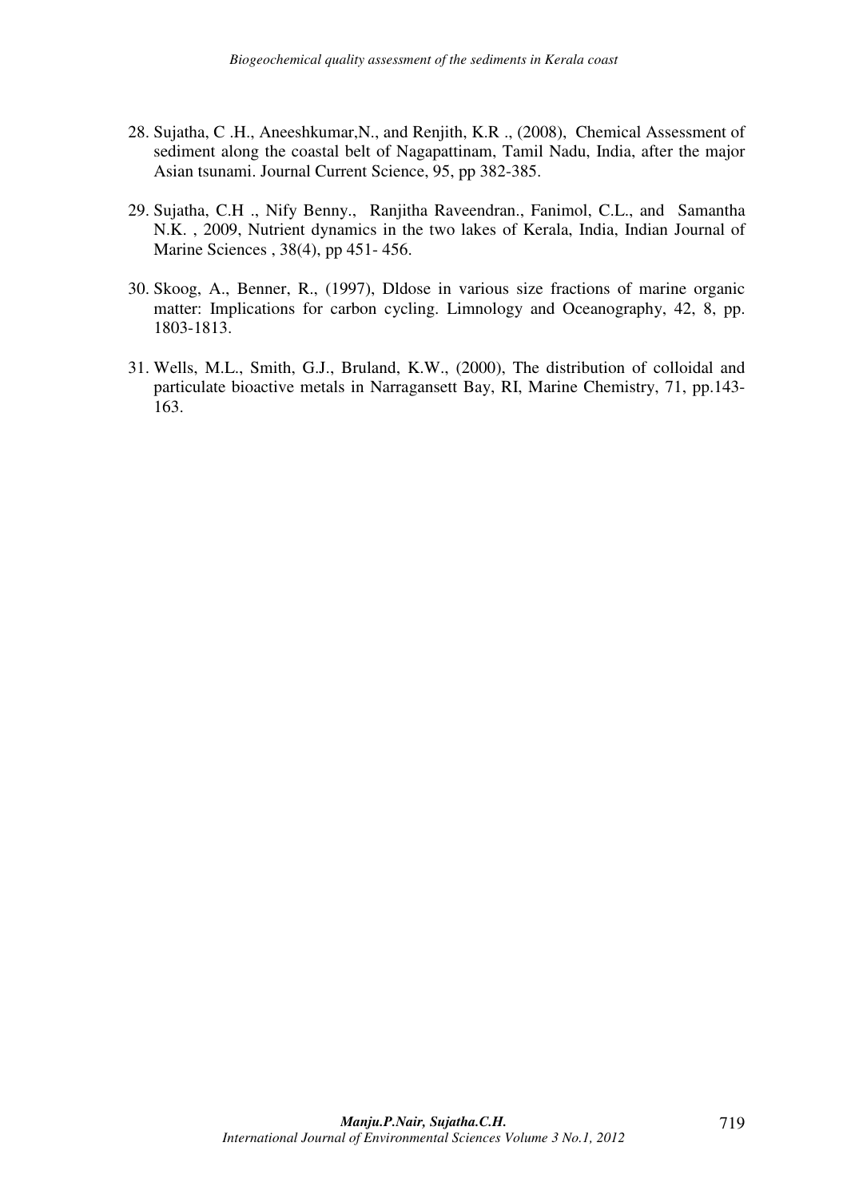28. Sujatha, C .H., Aneeshkumar,N., and Renjith, K.R ., (2008), Chemical Assessment of sediment along the coastal belt of Nagapattinam, Tamil Nadu, India, after the major Asian tsunami. Journal Current Science, 95, pp 382-385.

29. Sujatha, C.H ., Nify Benny., Ranjitha Raveendran., Fanimol, C.L., and Samantha N.K. , 2009, Nutrient dynamics in the two lakes of Kerala, India, Indian Journal of Marine Sciences , 38(4), pp 451- 456.

30. Skoog, A., Benner, R., (1997), Dldose in various size fractions of marine organic matter: Implications for carbon cycling. Limnology and Oceanography, 42, 8, pp. 1803-1813.

31. Wells, M.L., Smith, G.J., Bruland, K.W., (2000), The distribution of colloidal and particulate bioactive metals in Narragansett Bay, RI, Marine Chemistry, 71, pp.143-163.